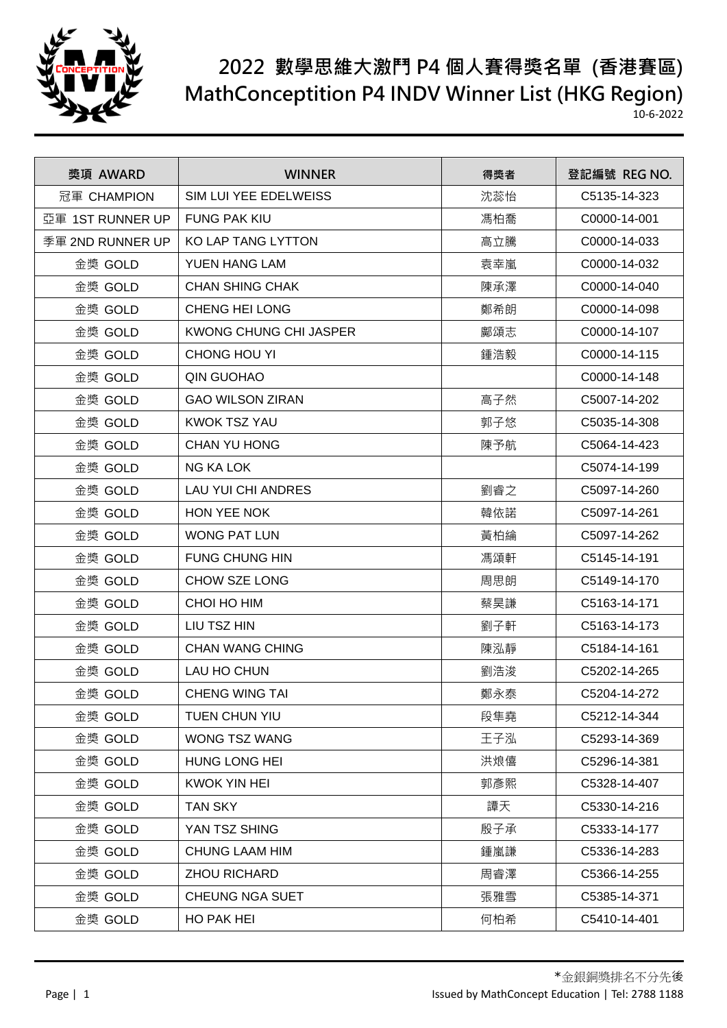# 2022 數學思維大激鬥 P4 個人賽得獎名單 (香港賽區)
# MathConceptition P4 INDV Winner List (HKG Region)

10-6-2022

| 獎項 AWARD | WINNER | 得獎者 | 登記編號 REG NO. |
|---|---|---|---|
| 冠軍 CHAMPION | SIM LUI YEE EDELWEISS | 沈蕊怡 | C5135-14-323 |
| 亞軍 1ST RUNNER UP | FUNG PAK KIU | 馮柏喬 | C0000-14-001 |
| 季軍 2ND RUNNER UP | KO LAP TANG LYTTON | 高立騰 | C0000-14-033 |
| 金獎 GOLD | YUEN HANG LAM | 袁幸嵐 | C0000-14-032 |
| 金獎 GOLD | CHAN SHING CHAK | 陳承澤 | C0000-14-040 |
| 金獎 GOLD | CHENG HEI LONG | 鄭希朗 | C0000-14-098 |
| 金獎 GOLD | KWONG CHUNG CHI JASPER | 鄺頌志 | C0000-14-107 |
| 金獎 GOLD | CHONG HOU YI | 鍾浩毅 | C0000-14-115 |
| 金獎 GOLD | QIN GUOHAO | | C0000-14-148 |
| 金獎 GOLD | GAO WILSON ZIRAN | 高子然 | C5007-14-202 |
| 金獎 GOLD | KWOK TSZ YAU | 郭子悠 | C5035-14-308 |
| 金獎 GOLD | CHAN YU HONG | 陳予航 | C5064-14-423 |
| 金獎 GOLD | NG KA LOK | | C5074-14-199 |
| 金獎 GOLD | LAU YUI CHI ANDRES | 劉睿之 | C5097-14-260 |
| 金獎 GOLD | HON YEE NOK | 韓依諾 | C5097-14-261 |
| 金獎 GOLD | WONG PAT LUN | 黃柏綸 | C5097-14-262 |
| 金獎 GOLD | FUNG CHUNG HIN | 馮頌軒 | C5145-14-191 |
| 金獎 GOLD | CHOW SZE LONG | 周思朗 | C5149-14-170 |
| 金獎 GOLD | CHOI HO HIM | 蔡昊謙 | C5163-14-171 |
| 金獎 GOLD | LIU TSZ HIN | 劉子軒 | C5163-14-173 |
| 金獎 GOLD | CHAN WANG CHING | 陳泓靜 | C5184-14-161 |
| 金獎 GOLD | LAU HO CHUN | 劉浩浚 | C5202-14-265 |
| 金獎 GOLD | CHENG WING TAI | 鄭永泰 | C5204-14-272 |
| 金獎 GOLD | TUEN CHUN YIU | 段隼堯 | C5212-14-344 |
| 金獎 GOLD | WONG TSZ WANG | 王子泓 | C5293-14-369 |
| 金獎 GOLD | HUNG LONG HEI | 洪烺僖 | C5296-14-381 |
| 金獎 GOLD | KWOK YIN HEI | 郭彥熙 | C5328-14-407 |
| 金獎 GOLD | TAN SKY | 譚天 | C5330-14-216 |
| 金獎 GOLD | YAN TSZ SHING | 殷子承 | C5333-14-177 |
| 金獎 GOLD | CHUNG LAAM HIM | 鍾嵐謙 | C5336-14-283 |
| 金獎 GOLD | ZHOU RICHARD | 周睿澤 | C5366-14-255 |
| 金獎 GOLD | CHEUNG NGA SUET | 張雅雪 | C5385-14-371 |
| 金獎 GOLD | HO PAK HEI | 何柏希 | C5410-14-401 |

*金銀銅獎排名不分先後

Issued by MathConcept Education | Tel: 2788 1188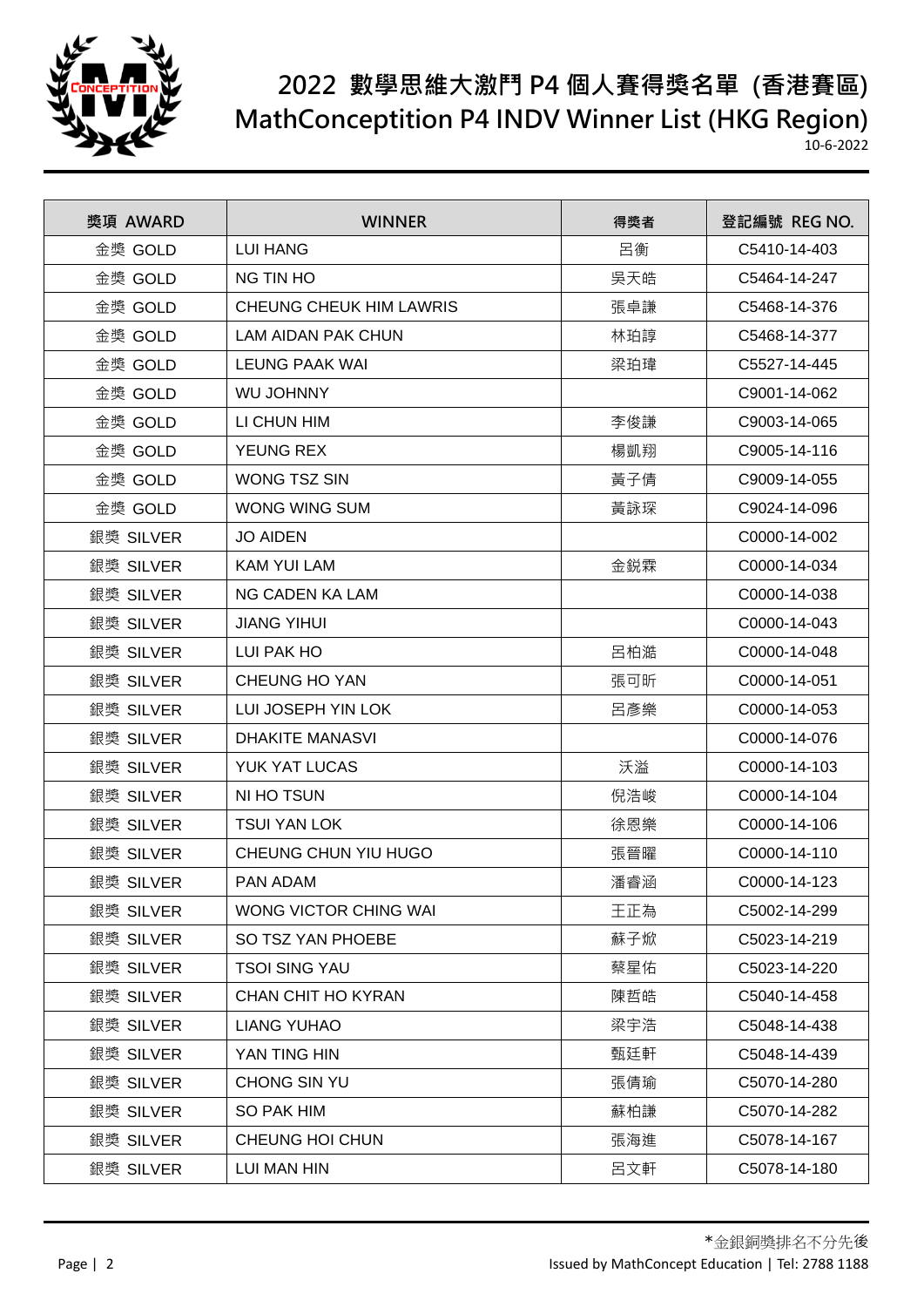# 2022 數學思維大激鬥 P4 個人賽得獎名單 (香港賽區)

# MathConceptition P4 INDV Winner List (HKG Region)

10-6-2022

| 獎項 AWARD | WINNER | 得獎者 | 登記編號 REG NO. |
|---|---|---|---|
| 金獎 GOLD | LUI HANG | 呂衡 | C5410-14-403 |
| 金獎 GOLD | NG TIN HO | 吳天皓 | C5464-14-247 |
| 金獎 GOLD | CHEUNG CHEUK HIM LAWRIS | 張卓謙 | C5468-14-376 |
| 金獎 GOLD | LAM AIDAN PAK CHUN | 林珀諄 | C5468-14-377 |
| 金獎 GOLD | LEUNG PAAK WAI | 梁珀瑋 | C5527-14-445 |
| 金獎 GOLD | WU JOHNNY | | C9001-14-062 |
| 金獎 GOLD | LI CHUN HIM | 李俊謙 | C9003-14-065 |
| 金獎 GOLD | YEUNG REX | 楊凱翔 | C9005-14-116 |
| 金獎 GOLD | WONG TSZ SIN | 黃子倩 | C9009-14-055 |
| 金獎 GOLD | WONG WING SUM | 黃詠琛 | C9024-14-096 |
| 銀獎 SILVER | JO AIDEN | | C0000-14-002 |
| 銀獎 SILVER | KAM YUI LAM | 金鋭霖 | C0000-14-034 |
| 銀獎 SILVER | NG CADEN KA LAM | | C0000-14-038 |
| 銀獎 SILVER | JIANG YIHUI | | C0000-14-043 |
| 銀獎 SILVER | LUI PAK HO | 呂柏澔 | C0000-14-048 |
| 銀獎 SILVER | CHEUNG HO YAN | 張可昕 | C0000-14-051 |
| 銀獎 SILVER | LUI JOSEPH YIN LOK | 呂彥樂 | C0000-14-053 |
| 銀獎 SILVER | DHAKITE MANASVI | | C0000-14-076 |
| 銀獎 SILVER | YUK YAT LUCAS | 沃溢 | C0000-14-103 |
| 銀獎 SILVER | NI HO TSUN | 倪浩峻 | C0000-14-104 |
| 銀獎 SILVER | TSUI YAN LOK | 徐恩樂 | C0000-14-106 |
| 銀獎 SILVER | CHEUNG CHUN YIU HUGO | 張晉曜 | C0000-14-110 |
| 銀獎 SILVER | PAN ADAM | 潘睿涵 | C0000-14-123 |
| 銀獎 SILVER | WONG VICTOR CHING WAI | 王正為 | C5002-14-299 |
| 銀獎 SILVER | SO TSZ YAN PHOEBE | 蘇子炘 | C5023-14-219 |
| 銀獎 SILVER | TSOI SING YAU | 蔡星佑 | C5023-14-220 |
| 銀獎 SILVER | CHAN CHIT HO KYRAN | 陳哲皓 | C5040-14-458 |
| 銀獎 SILVER | LIANG YUHAO | 梁宇浩 | C5048-14-438 |
| 銀獎 SILVER | YAN TING HIN | 甄廷軒 | C5048-14-439 |
| 銀獎 SILVER | CHONG SIN YU | 張倩瑜 | C5070-14-280 |
| 銀獎 SILVER | SO PAK HIM | 蘇柏謙 | C5070-14-282 |
| 銀獎 SILVER | CHEUNG HOI CHUN | 張海進 | C5078-14-167 |
| 銀獎 SILVER | LUI MAN HIN | 呂文軒 | C5078-14-180 |

*金銀銅獎排名不分先後

Issued by MathConcept Education | Tel: 2788 1188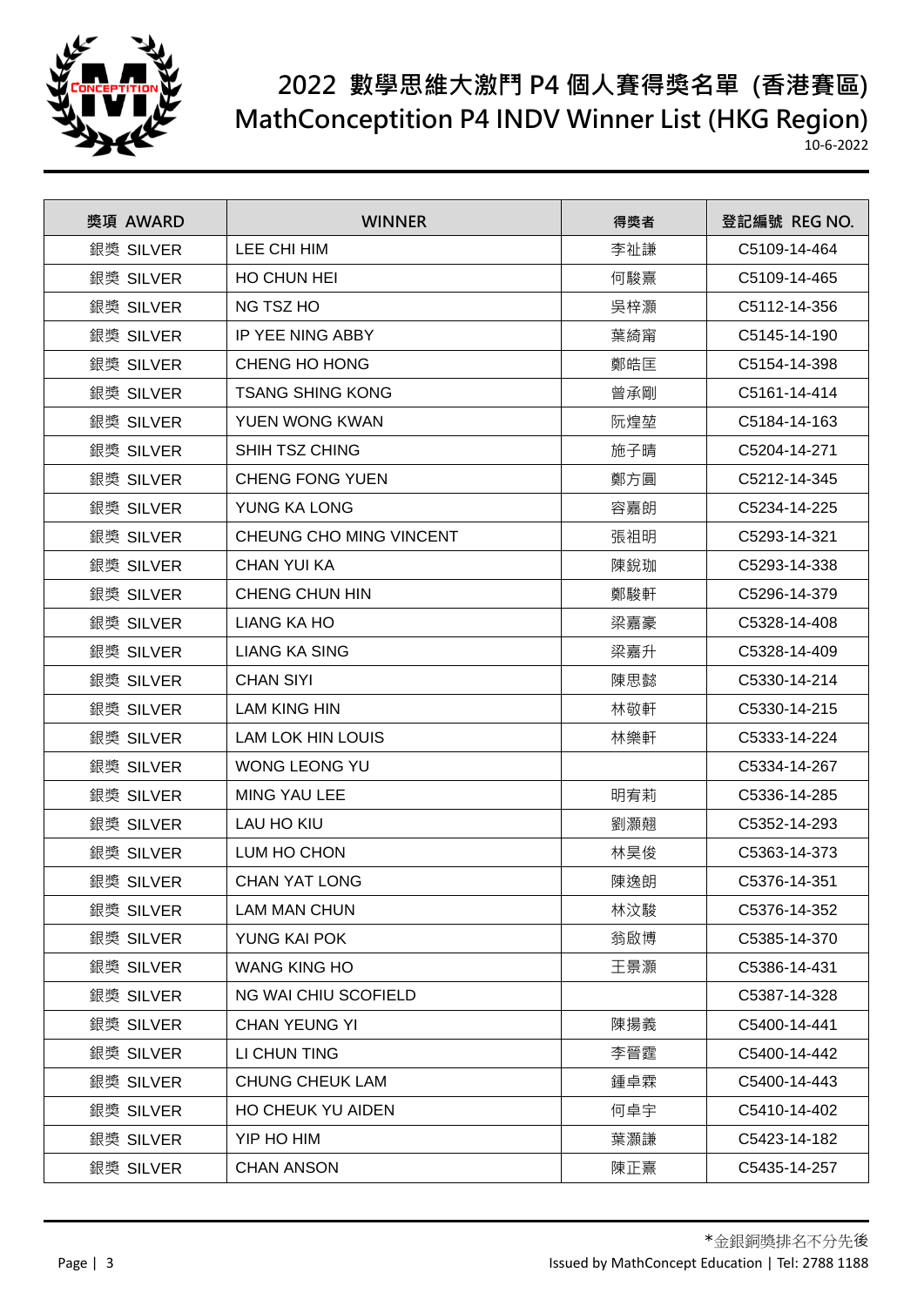# 2022 數學思維大激鬥 P4 個人賽得獎名單 (香港賽區)
# MathConceptition P4 INDV Winner List (HKG Region)

10-6-2022

| 獎項 AWARD | WINNER | 得獎者 | 登記編號 REG NO. |
|---|---|---|---|
| 銀獎 SILVER | LEE CHI HIM | 李祉謙 | C5109-14-464 |
| 銀獎 SILVER | HO CHUN HEI | 何駿熹 | C5109-14-465 |
| 銀獎 SILVER | NG TSZ HO | 吳梓灝 | C5112-14-356 |
| 銀獎 SILVER | IP YEE NING ABBY | 葉綺甯 | C5145-14-190 |
| 銀獎 SILVER | CHENG HO HONG | 鄭皓匡 | C5154-14-398 |
| 銀獎 SILVER | TSANG SHING KONG | 曾承剛 | C5161-14-414 |
| 銀獎 SILVER | YUEN WONG KWAN | 阮煌堃 | C5184-14-163 |
| 銀獎 SILVER | SHIH TSZ CHING | 施子晴 | C5204-14-271 |
| 銀獎 SILVER | CHENG FONG YUEN | 鄭方圓 | C5212-14-345 |
| 銀獎 SILVER | YUNG KA LONG | 容嘉朗 | C5234-14-225 |
| 銀獎 SILVER | CHEUNG CHO MING VINCENT | 張祖明 | C5293-14-321 |
| 銀獎 SILVER | CHAN YUI KA | 陳銳珈 | C5293-14-338 |
| 銀獎 SILVER | CHENG CHUN HIN | 鄭駿軒 | C5296-14-379 |
| 銀獎 SILVER | LIANG KA HO | 梁嘉豪 | C5328-14-408 |
| 銀獎 SILVER | LIANG KA SING | 梁嘉升 | C5328-14-409 |
| 銀獎 SILVER | CHAN SIYI | 陳思懿 | C5330-14-214 |
| 銀獎 SILVER | LAM KING HIN | 林敬軒 | C5330-14-215 |
| 銀獎 SILVER | LAM LOK HIN LOUIS | 林樂軒 | C5333-14-224 |
| 銀獎 SILVER | WONG LEONG YU | | C5334-14-267 |
| 銀獎 SILVER | MING YAU LEE | 明宥莉 | C5336-14-285 |
| 銀獎 SILVER | LAU HO KIU | 劉灝翹 | C5352-14-293 |
| 銀獎 SILVER | LUM HO CHON | 林昊俊 | C5363-14-373 |
| 銀獎 SILVER | CHAN YAT LONG | 陳逸朗 | C5376-14-351 |
| 銀獎 SILVER | LAM MAN CHUN | 林汶駿 | C5376-14-352 |
| 銀獎 SILVER | YUNG KAI POK | 翁啟博 | C5385-14-370 |
| 銀獎 SILVER | WANG KING HO | 王景灝 | C5386-14-431 |
| 銀獎 SILVER | NG WAI CHIU SCOFIELD | | C5387-14-328 |
| 銀獎 SILVER | CHAN YEUNG YI | 陳揚義 | C5400-14-441 |
| 銀獎 SILVER | LI CHUN TING | 李晉霆 | C5400-14-442 |
| 銀獎 SILVER | CHUNG CHEUK LAM | 鍾卓霖 | C5400-14-443 |
| 銀獎 SILVER | HO CHEUK YU AIDEN | 何卓宇 | C5410-14-402 |
| 銀獎 SILVER | YIP HO HIM | 葉灝謙 | C5423-14-182 |
| 銀獎 SILVER | CHAN ANSON | 陳正熹 | C5435-14-257 |

*金銀銅獎排名不分先後

Issued by MathConcept Education | Tel: 2788 1188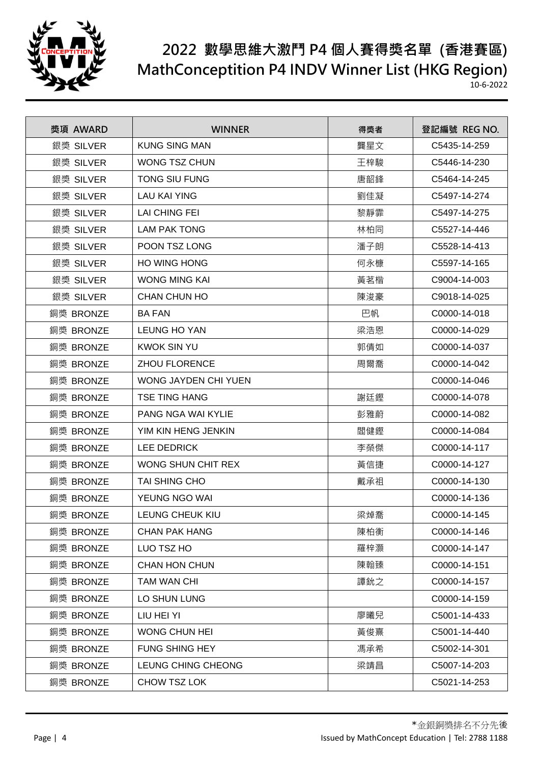# 2022 數學思維大激鬥 P4 個人賽得獎名單 (香港賽區)
# MathConceptition P4 INDV Winner List (HKG Region)

10-6-2022

| 獎項 AWARD | WINNER | 得獎者 | 登記編號 REG NO. |
|---|---|---|---|
| 銀獎 SILVER | KUNG SING MAN | 龔星文 | C5435-14-259 |
| 銀獎 SILVER | WONG TSZ CHUN | 王梓駿 | C5446-14-230 |
| 銀獎 SILVER | TONG SIU FUNG | 唐韶鋒 | C5464-14-245 |
| 銀獎 SILVER | LAU KAI YING | 劉佳凝 | C5497-14-274 |
| 銀獎 SILVER | LAI CHING FEI | 黎靜霏 | C5497-14-275 |
| 銀獎 SILVER | LAM PAK TONG | 林柏同 | C5527-14-446 |
| 銀獎 SILVER | POON TSZ LONG | 潘子朗 | C5528-14-413 |
| 銀獎 SILVER | HO WING HONG | 何永糠 | C5597-14-165 |
| 銀獎 SILVER | WONG MING KAI | 黃茗楷 | C9004-14-003 |
| 銀獎 SILVER | CHAN CHUN HO | 陳浚豪 | C9018-14-025 |
| 銅獎 BRONZE | BA FAN | 巴帆 | C0000-14-018 |
| 銅獎 BRONZE | LEUNG HO YAN | 梁浩恩 | C0000-14-029 |
| 銅獎 BRONZE | KWOK SIN YU | 郭倩如 | C0000-14-037 |
| 銅獎 BRONZE | ZHOU FLORENCE | 周爾喬 | C0000-14-042 |
| 銅獎 BRONZE | WONG JAYDEN CHI YUEN | | C0000-14-046 |
| 銅獎 BRONZE | TSE TING HANG | 謝廷鏗 | C0000-14-078 |
| 銅獎 BRONZE | PANG NGA WAI KYLIE | 彭雅蔚 | C0000-14-082 |
| 銅獎 BRONZE | YIM KIN HENG JENKIN | 閻健鏗 | C0000-14-084 |
| 銅獎 BRONZE | LEE DEDRICK | 李榮傑 | C0000-14-117 |
| 銅獎 BRONZE | WONG SHUN CHIT REX | 黃信捷 | C0000-14-127 |
| 銅獎 BRONZE | TAI SHING CHO | 戴承祖 | C0000-14-130 |
| 銅獎 BRONZE | YEUNG NGO WAI | | C0000-14-136 |
| 銅獎 BRONZE | LEUNG CHEUK KIU | 梁焯喬 | C0000-14-145 |
| 銅獎 BRONZE | CHAN PAK HANG | 陳柏衡 | C0000-14-146 |
| 銅獎 BRONZE | LUO TSZ HO | 羅梓灝 | C0000-14-147 |
| 銅獎 BRONZE | CHAN HON CHUN | 陳翰臻 | C0000-14-151 |
| 銅獎 BRONZE | TAM WAN CHI | 譚鋆之 | C0000-14-157 |
| 銅獎 BRONZE | LO SHUN LUNG | | C0000-14-159 |
| 銅獎 BRONZE | LIU HEI YI | 廖曦兒 | C5001-14-433 |
| 銅獎 BRONZE | WONG CHUN HEI | 黃俊熹 | C5001-14-440 |
| 銅獎 BRONZE | FUNG SHING HEY | 馮承希 | C5002-14-301 |
| 銅獎 BRONZE | LEUNG CHING CHEONG | 梁靖昌 | C5007-14-203 |
| 銅獎 BRONZE | CHOW TSZ LOK | | C5021-14-253 |

*金銀銅獎排名不分先後

Issued by MathConcept Education | Tel: 2788 1188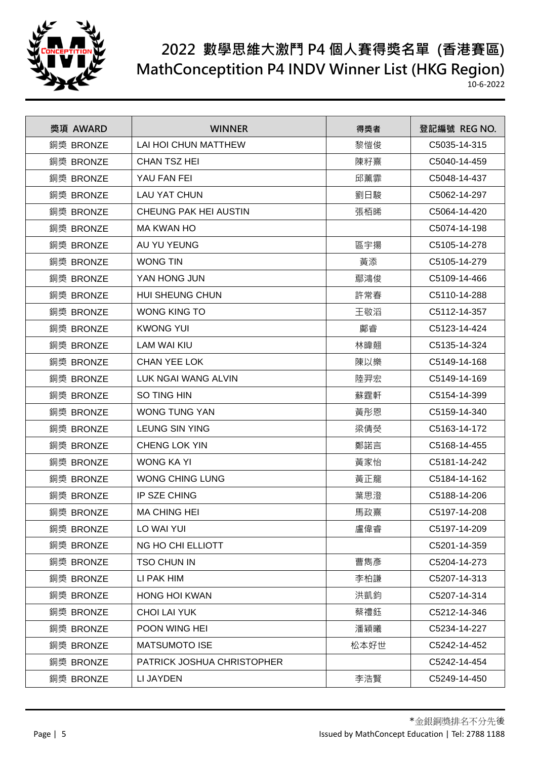# 2022 數學思維大激鬥 P4 個人賽得獎名單 (香港賽區)

# MathConception P4 INDV Winner List (HKG Region)

10-6-2022

| 獎項 AWARD | WINNER | 得獎者 | 登記編號 REG NO. |
|---|---|---|---|
| 銅獎 BRONZE | LAI HOI CHUN MATTHEW | 黎愷俊 | C5035-14-315 |
| 銅獎 BRONZE | CHAN TSZ HEI | 陳籽熹 | C5040-14-459 |
| 銅獎 BRONZE | YAU FAN FEI | 邱薰霏 | C5048-14-437 |
| 銅獎 BRONZE | LAU YAT CHUN | 劉日駿 | C5062-14-297 |
| 銅獎 BRONZE | CHEUNG PAK HEI AUSTIN | 張栢晞 | C5064-14-420 |
| 銅獎 BRONZE | MA KWAN HO | | C5074-14-198 |
| 銅獎 BRONZE | AU YU YEUNG | 區宇揚 | C5105-14-278 |
| 銅獎 BRONZE | WONG TIN | 黃添 | C5105-14-279 |
| 銅獎 BRONZE | YAN HONG JUN | 鄢鴻俊 | C5109-14-466 |
| 銅獎 BRONZE | HUI SHEUNG CHUN | 許常春 | C5110-14-288 |
| 銅獎 BRONZE | WONG KING TO | 王敬滔 | C5112-14-357 |
| 銅獎 BRONZE | KWONG YUI | 鄺睿 | C5123-14-424 |
| 銅獎 BRONZE | LAM WAI KIU | 林暐翹 | C5135-14-324 |
| 銅獎 BRONZE | CHAN YEE LOK | 陳以樂 | C5149-14-168 |
| 銅獎 BRONZE | LUK NGAI WANG ALVIN | 陸羿宏 | C5149-14-169 |
| 銅獎 BRONZE | SO TING HIN | 蘇霆軒 | C5154-14-399 |
| 銅獎 BRONZE | WONG TUNG YAN | 黃彤恩 | C5159-14-340 |
| 銅獎 BRONZE | LEUNG SIN YING | 梁倩熒 | C5163-14-172 |
| 銅獎 BRONZE | CHENG LOK YIN | 鄭諾言 | C5168-14-455 |
| 銅獎 BRONZE | WONG KA YI | 黃家怡 | C5181-14-242 |
| 銅獎 BRONZE | WONG CHING LUNG | 黃正龍 | C5184-14-162 |
| 銅獎 BRONZE | IP SZE CHING | 葉思澄 | C5188-14-206 |
| 銅獎 BRONZE | MA CHING HEI | 馬政熹 | C5197-14-208 |
| 銅獎 BRONZE | LO WAI YUI | 盧偉睿 | C5197-14-209 |
| 銅獎 BRONZE | NG HO CHI ELLIOTT | | C5201-14-359 |
| 銅獎 BRONZE | TSO CHUN IN | 曹雋彥 | C5204-14-273 |
| 銅獎 BRONZE | LI PAK HIM | 李柏謙 | C5207-14-313 |
| 銅獎 BRONZE | HONG HOI KWAN | 洪凱鈞 | C5207-14-314 |
| 銅獎 BRONZE | CHOI LAI YUK | 蔡禮鈺 | C5212-14-346 |
| 銅獎 BRONZE | POON WING HEI | 潘穎曦 | C5234-14-227 |
| 銅獎 BRONZE | MATSUMOTO ISE | 松本好世 | C5242-14-452 |
| 銅獎 BRONZE | PATRICK JOSHUA CHRISTOPHER | | C5242-14-454 |
| 銅獎 BRONZE | LI JAYDEN | 李浩賢 | C5249-14-450 |

*金銀銅獎排名不分先後

Issued by MathConcept Education | Tel: 2788 1188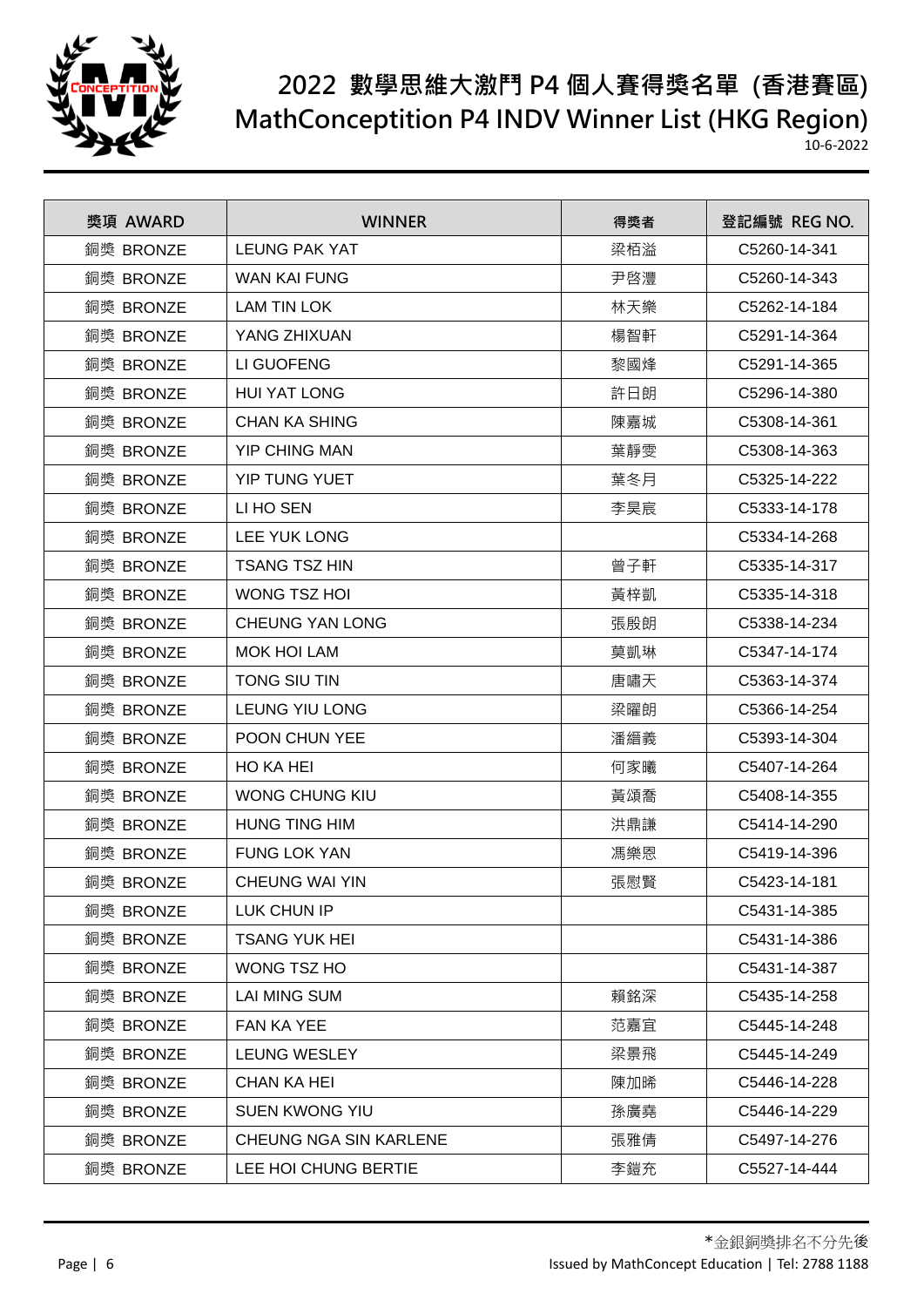# 2022 數學思維大激鬥 P4 個人賽得獎名單 (香港賽區)
# MathConception P4 INDV Winner List (HKG Region)

10-6-2022

| 獎項 AWARD | WINNER | 得獎者 | 登記編號 REG NO. |
|---|---|---|---|
| 銅獎 BRONZE | LEUNG PAK YAT | 梁栢溢 | C5260-14-341 |
| 銅獎 BRONZE | WAN KAI FUNG | 尹啓灃 | C5260-14-343 |
| 銅獎 BRONZE | LAM TIN LOK | 林天樂 | C5262-14-184 |
| 銅獎 BRONZE | YANG ZHIXUAN | 楊智軒 | C5291-14-364 |
| 銅獎 BRONZE | LI GUOFENG | 黎國烽 | C5291-14-365 |
| 銅獎 BRONZE | HUI YAT LONG | 許日朗 | C5296-14-380 |
| 銅獎 BRONZE | CHAN KA SHING | 陳嘉城 | C5308-14-361 |
| 銅獎 BRONZE | YIP CHING MAN | 葉靜雯 | C5308-14-363 |
| 銅獎 BRONZE | YIP TUNG YUET | 葉冬月 | C5325-14-222 |
| 銅獎 BRONZE | LI HO SEN | 李昊宸 | C5333-14-178 |
| 銅獎 BRONZE | LEE YUK LONG | | C5334-14-268 |
| 銅獎 BRONZE | TSANG TSZ HIN | 曾子軒 | C5335-14-317 |
| 銅獎 BRONZE | WONG TSZ HOI | 黃梓凱 | C5335-14-318 |
| 銅獎 BRONZE | CHEUNG YAN LONG | 張殷朗 | C5338-14-234 |
| 銅獎 BRONZE | MOK HOI LAM | 莫凱琳 | C5347-14-174 |
| 銅獎 BRONZE | TONG SIU TIN | 唐嘯天 | C5363-14-374 |
| 銅獎 BRONZE | LEUNG YIU LONG | 梁曜朗 | C5366-14-254 |
| 銅獎 BRONZE | POON CHUN YEE | 潘縉義 | C5393-14-304 |
| 銅獎 BRONZE | HO KA HEI | 何家曦 | C5407-14-264 |
| 銅獎 BRONZE | WONG CHUNG KIU | 黃頌喬 | C5408-14-355 |
| 銅獎 BRONZE | HUNG TING HIM | 洪鼎謙 | C5414-14-290 |
| 銅獎 BRONZE | FUNG LOK YAN | 馮樂恩 | C5419-14-396 |
| 銅獎 BRONZE | CHEUNG WAI YIN | 張慰賢 | C5423-14-181 |
| 銅獎 BRONZE | LUK CHUN IP | | C5431-14-385 |
| 銅獎 BRONZE | TSANG YUK HEI | | C5431-14-386 |
| 銅獎 BRONZE | WONG TSZ HO | | C5431-14-387 |
| 銅獎 BRONZE | LAI MING SUM | 賴銘深 | C5435-14-258 |
| 銅獎 BRONZE | FAN KA YEE | 范嘉宜 | C5445-14-248 |
| 銅獎 BRONZE | LEUNG WESLEY | 梁景飛 | C5445-14-249 |
| 銅獎 BRONZE | CHAN KA HEI | 陳加晞 | C5446-14-228 |
| 銅獎 BRONZE | SUEN KWONG YIU | 孫廣堯 | C5446-14-229 |
| 銅獎 BRONZE | CHEUNG NGA SIN KARLENE | 張雅倩 | C5497-14-276 |
| 銅獎 BRONZE | LEE HOI CHUNG BERTIE | 李鎧充 | C5527-14-444 |

*金銀銅獎排名不分先後

Issued by MathConcept Education | Tel: 2788 1188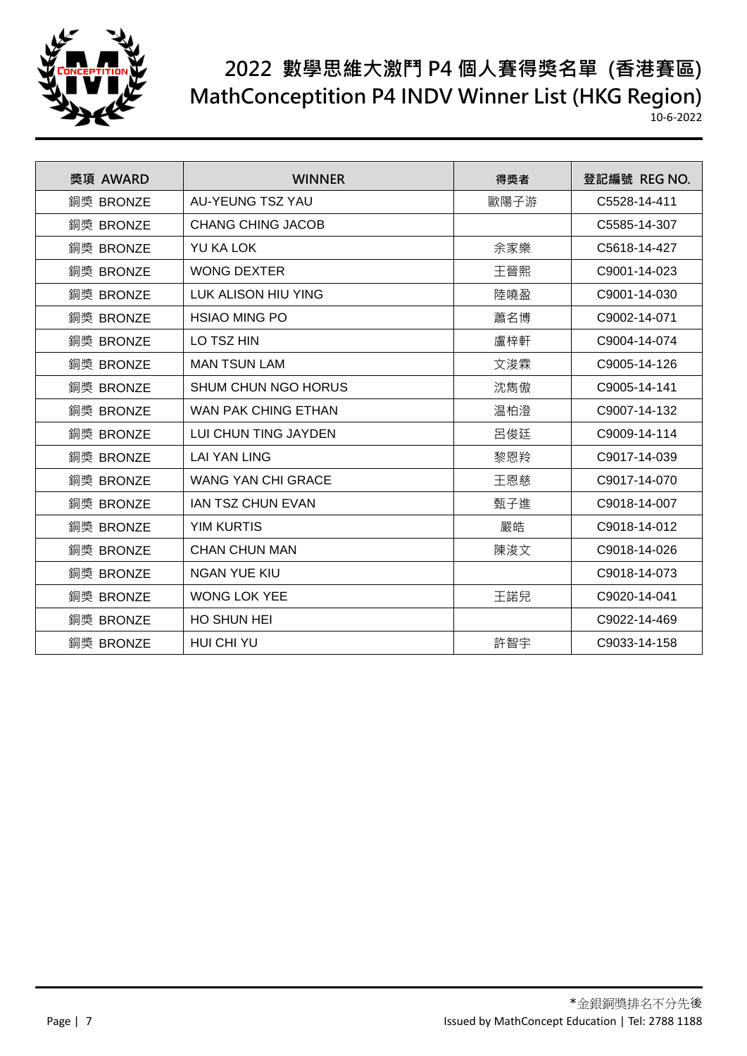# 2022 數學思維大激鬥 P4 個人賽得獎名單 (香港賽區)

# MathConceptition P4 INDV Winner List (HKG Region)

10-6-2022

| 獎項 AWARD | WINNER | 得獎者 | 登記編號 REG NO. |
|---|---|---|---|
| 銅獎 BRONZE | AU-YEUNG TSZ YAU | 歐陽子游 | C5528-14-411 |
| 銅獎 BRONZE | CHANG CHING JACOB | | C5585-14-307 |
| 銅獎 BRONZE | YU KA LOK | 余家樂 | C5618-14-427 |
| 銅獎 BRONZE | WONG DEXTER | 王晉熙 | C9001-14-023 |
| 銅獎 BRONZE | LUK ALISON HIU YING | 陸曉盈 | C9001-14-030 |
| 銅獎 BRONZE | HSIAO MING PO | 蕭名博 | C9002-14-071 |
| 銅獎 BRONZE | LO TSZ HIN | 盧梓軒 | C9004-14-074 |
| 銅獎 BRONZE | MAN TSUN LAM | 文浚霖 | C9005-14-126 |
| 銅獎 BRONZE | SHUM CHUN NGO HORUS | 沈雋傲 | C9005-14-141 |
| 銅獎 BRONZE | WAN PAK CHING ETHAN | 温柏澄 | C9007-14-132 |
| 銅獎 BRONZE | LUI CHUN TING JAYDEN | 呂俊廷 | C9009-14-114 |
| 銅獎 BRONZE | LAI YAN LING | 黎恩羚 | C9017-14-039 |
| 銅獎 BRONZE | WANG YAN CHI GRACE | 王恩慈 | C9017-14-070 |
| 銅獎 BRONZE | IAN TSZ CHUN EVAN | 甄子進 | C9018-14-007 |
| 銅獎 BRONZE | YIM KURTIS | 嚴皓 | C9018-14-012 |
| 銅獎 BRONZE | CHAN CHUN MAN | 陳浚文 | C9018-14-026 |
| 銅獎 BRONZE | NGAN YUE KIU | | C9018-14-073 |
| 銅獎 BRONZE | WONG LOK YEE | 王諾兒 | C9020-14-041 |
| 銅獎 BRONZE | HO SHUN HEI | | C9022-14-469 |
| 銅獎 BRONZE | HUI CHI YU | 許智宇 | C9033-14-158 |

*金銀銅獎排名不分先後

Issued by MathConcept Education | Tel: 2788 1188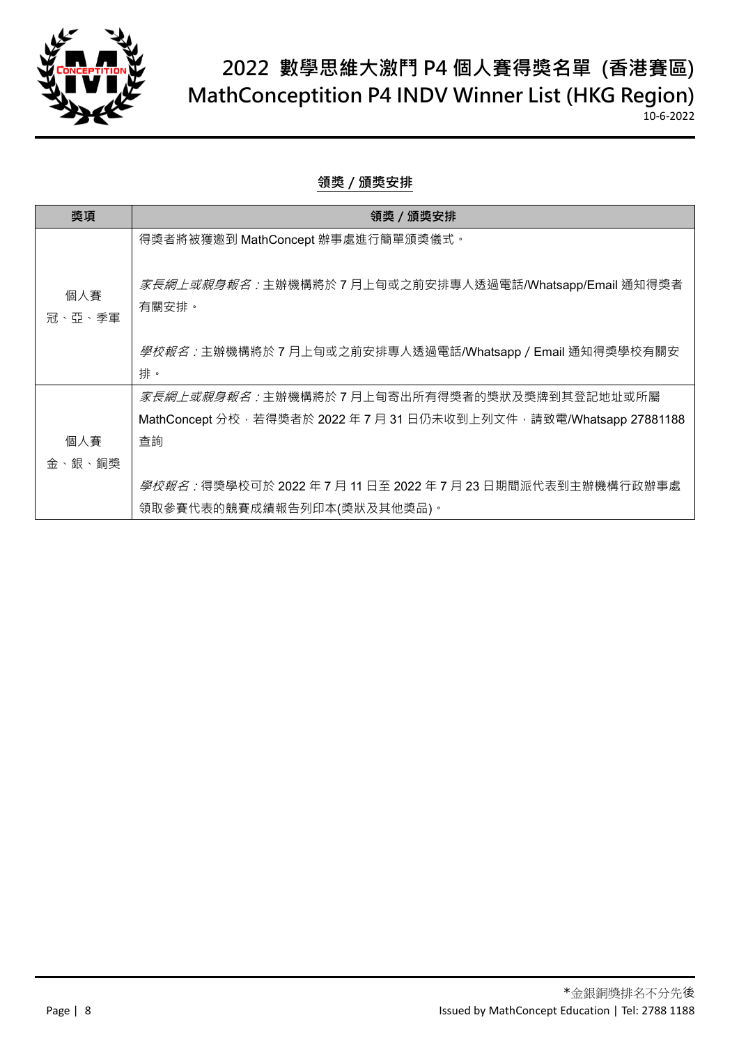# 2022 數學思維大激鬥 P4 個人賽得獎名單 (香港賽區)
# MathConceptition P4 INDV Winner List (HKG Region)

10-6-2022

**領獎 / 頒獎安排**

| 獎項 | 領獎 / 頒獎安排 |
|---|---|
| 個人賽<br>冠、亞、季軍 | 得獎者將被獲邀到 MathConcept 辦事處進行簡單頒獎儀式。<br><br>*家長網上或親身報名：*主辦機構將於 7 月上旬或之前安排專人透過電話/Whatsapp/Email 通知得獎者有關安排。<br><br>*學校報名：*主辦機構將於 7 月上旬或之前安排專人透過電話/Whatsapp / Email 通知得獎學校有關安排。 |
| 個人賽<br>金、銀、銅獎 | *家長網上或親身報名：*主辦機構將於 7 月上旬寄出所有得獎者的獎狀及獎牌到其登記地址或所屬 MathConcept 分校，若得獎者於 2022 年 7 月 31 日仍未收到上列文件，請致電/Whatsapp 27881188 查詢<br><br>*學校報名：*得獎學校可於 2022 年 7 月 11 日至 2022 年 7 月 23 日期間派代表到主辦機構行政辦事處領取參賽代表的競賽成績報告列印本(獎狀及其他獎品)。 |

*金銀銅獎排名不分先後